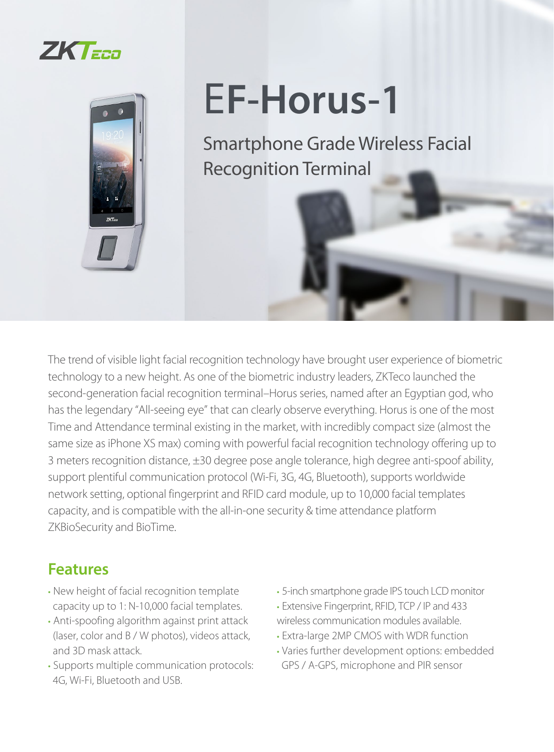ZKTeco

# EF-Horus-1

## Smartphone Grade Wireless Facial Recognition Terminal

The trend of visible light facial recognition technology have brought user experience of biometric technology to a new height. As one of the biometric industry leaders, ZKTeco launched the second-generation facial recognition terminal–Horus series, named after an Egyptian god, who has the legendary "All-seeing eye" that can clearly observe everything. Horus is one of the most Time and Attendance terminal existing in the market, with incredibly compact size (almost the same size as iPhone XS max) coming with powerful facial recognition technology offering up to 3 meters recognition distance, ±30 degree pose angle tolerance, high degree anti-spoof ability, support plentiful communication protocol (Wi-Fi, 3G, 4G, Bluetooth), supports worldwide network setting, optional fingerprint and RFID card module, up to 10,000 facial templates capacity, and is compatible with the all-in-one security & time attendance platform ZKBioSecurity and BioTime.

## Features

- New height of facial recognition template capacity up to 1: N-10,000 facial templates.
- Anti-spoofing algorithm against print attack (laser, color and B / W photos), videos attack, and 3D mask attack.
- Supports multiple communication protocols: 4G, Wi-Fi, Bluetooth and USB.
- 5-inch smartphone grade IPS touch LCD monitor
- Extensive Fingerprint, RFID, TCP / IP and 433 wireless communication modules available.
- Extra-large 2MP CMOS with WDR function
- Varies further development options: embedded GPS / A-GPS, microphone and PIR sensor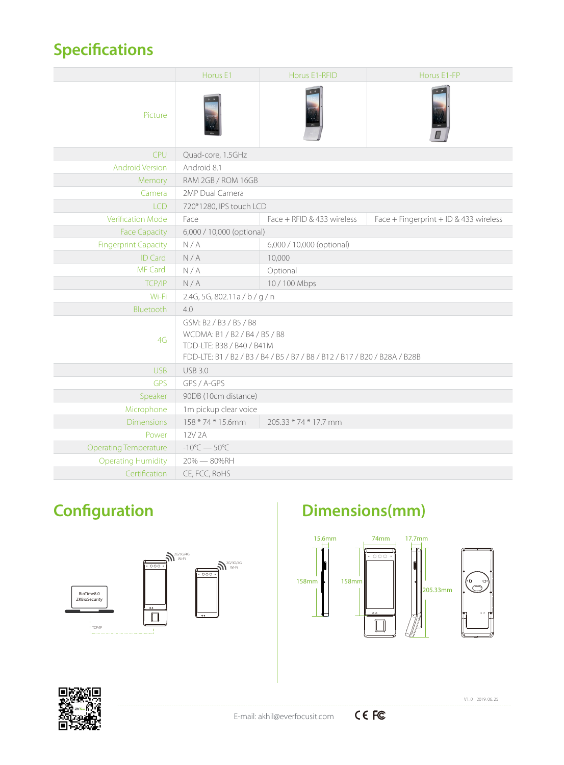## Specifications

| | Horus E1 | Horus E1-RFID | Horus E1-FP |
|---|---|---|---|
| Picture | | | |
| CPU | Quad-core, 1.5GHz | | |
| Android Version | Android 8.1 | | |
| Memory | RAM 2GB / ROM 16GB | | |
| Camera | 2MP Dual Camera | | |
| LCD | 720*1280, IPS touch LCD | | |
| Verification Mode | Face | Face + RFID & 433 wireless | Face + Fingerprint + ID & 433 wireless |
| Face Capacity | 6,000 / 10,000 (optional) | | |
| Fingerprint Capacity | N / A | 6,000 / 10,000 (optional) | |
| ID Card | N / A | 10,000 | |
| MF Card | N / A | Optional | |
| TCP/IP | N / A | 10 / 100 Mbps | |
| Wi-Fi | 2.4G, 5G, 802.11a / b / g / n | | |
| Bluetooth | 4.0 | | |
| 4G | GSM: B2 / B3 / B5 / B8<br>WCDMA: B1 / B2 / B4 / B5 / B8<br>TDD-LTE: B38 / B40 / B41M<br>FDD-LTE: B1 / B2 / B3 / B4 / B5 / B7 / B8 / B12 / B17 / B20 / B28A / B28B | | |
| USB | USB 3.0 | | |
| GPS | GPS / A-GPS | | |
| Speaker | 90DB (10cm distance) | | |
| Microphone | 1m pickup clear voice | | |
| Dimensions | 158 * 74 * 15.6mm | 205.33 * 74 * 17.7 mm | |
| Power | 12V 2A | | |
| Operating Temperature | -10℃ — 50℃ | | |
| Operating Humidity | 20% — 80%RH | | |
| Certification | CE, FCC, RoHS | | |

## Configuration

BioTime8.0
ZKBioSecurity

TCP/IP

2G/3G/4G
Wi-Fi

2G/3G/4G
Wi-Fi

## Dimensions(mm)

15.6mm

74mm

17.7mm

158mm

158mm

205.33mm

V1.0 2019.06.25

E-mail: akhil@everfocusit.com